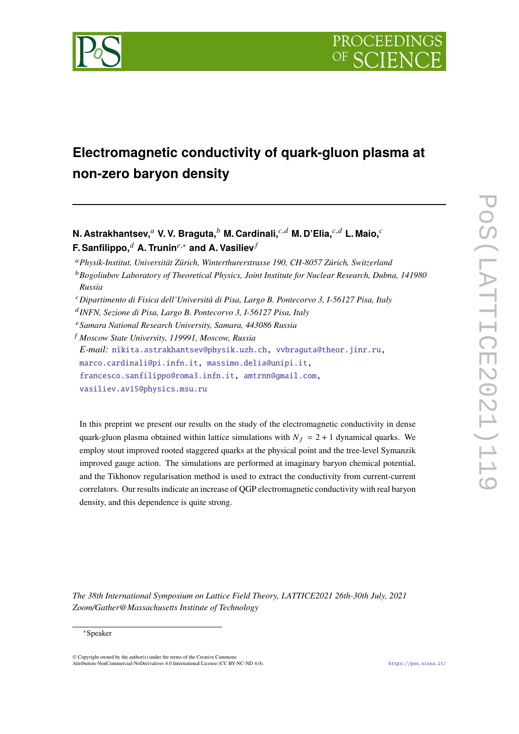# Electromagnetic conductivity of quark-gluon plasma at non-zero baryon density

**N. Astrakhantsev,[a] V. V. Braguta,[b] M. Cardinali,[c,d] M. D'Elia,[c,d] L. Maio,[c] F. Sanfilippo,[d] A. Trunin[e,*] and A. Vasiliev[f]**

[a] *Physik-Institut, Universität Zürich, Winterthurerstrasse 190, CH-8057 Zürich, Switzerland*

[b] *Bogoliubov Laboratory of Theoretical Physics, Joint Institute for Nuclear Research, Dubna, 141980 Russia*

[c] *Dipartimento di Fisica dell'Università di Pisa, Largo B. Pontecorvo 3, I-56127 Pisa, Italy*

[d] *INFN, Sezione di Pisa, Largo B. Pontecorvo 3, I-56127 Pisa, Italy*

[e] *Samara National Research University, Samara, 443086 Russia*

[f] *Moscow State University, 119991, Moscow, Russia*

*E-mail:* nikita.astrakhantsev@physik.uzh.ch, vvbraguta@theor.jinr.ru, marco.cardinali@pi.infn.it, massimo.delia@unipi.it, francesco.sanfilippo@roma3.infn.it, amtrnn@gmail.com, vasiliev.av15@physics.msu.ru

In this preprint we present our results on the study of the electromagnetic conductivity in dense quark-gluon plasma obtained within lattice simulations with $N_f = 2 + 1$ dynamical quarks. We employ stout improved rooted staggered quarks at the physical point and the tree-level Symanzik improved gauge action. The simulations are performed at imaginary baryon chemical potential, and the Tikhonov regularisation method is used to extract the conductivity from current-current correlators. Our results indicate an increase of QGP electromagnetic conductivity with real baryon density, and this dependence is quite strong.

*The 38th International Symposium on Lattice Field Theory, LATTICE2021 26th-30th July, 2021 Zoom/Gather@Massachusetts Institute of Technology*

*Speaker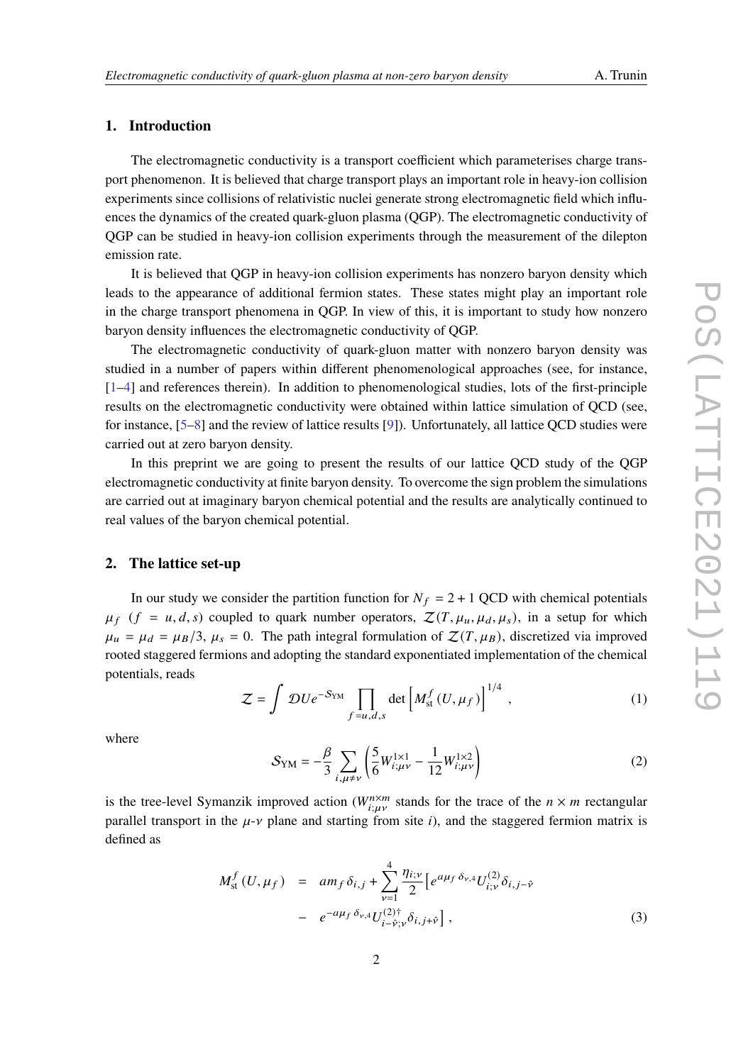## 1. Introduction

The electromagnetic conductivity is a transport coefficient which parameterises charge transport phenomenon. It is believed that charge transport plays an important role in heavy-ion collision experiments since collisions of relativistic nuclei generate strong electromagnetic field which influences the dynamics of the created quark-gluon plasma (QGP). The electromagnetic conductivity of QGP can be studied in heavy-ion collision experiments through the measurement of the dilepton emission rate.

It is believed that QGP in heavy-ion collision experiments has nonzero baryon density which leads to the appearance of additional fermion states. These states might play an important role in the charge transport phenomena in QGP. In view of this, it is important to study how nonzero baryon density influences the electromagnetic conductivity of QGP.

The electromagnetic conductivity of quark-gluon matter with nonzero baryon density was studied in a number of papers within different phenomenological approaches (see, for instance, [1–4] and references therein). In addition to phenomenological studies, lots of the first-principle results on the electromagnetic conductivity were obtained within lattice simulation of QCD (see, for instance, [5–8] and the review of lattice results [9]). Unfortunately, all lattice QCD studies were carried out at zero baryon density.

In this preprint we are going to present the results of our lattice QCD study of the QGP electromagnetic conductivity at finite baryon density. To overcome the sign problem the simulations are carried out at imaginary baryon chemical potential and the results are analytically continued to real values of the baryon chemical potential.

## 2. The lattice set-up

In our study we consider the partition function for $N_f = 2+1$ QCD with chemical potentials $\mu_f$ ($f = u, d, s$) coupled to quark number operators, $\mathcal{Z}(T, \mu_u, \mu_d, \mu_s)$, in a setup for which $\mu_u = \mu_d = \mu_B/3$, $\mu_s = 0$. The path integral formulation of $\mathcal{Z}(T, \mu_B)$, discretized via improved rooted staggered fermions and adopting the standard exponentiated implementation of the chemical potentials, reads

$$\mathcal{Z} = \int \mathcal{D}U e^{-\mathcal{S}_{\rm YM}} \prod_{f=u,d,s} \det\left[M_{\rm st}^f(U, \mu_f)\right]^{1/4}, \tag{1}$$

where

$$\mathcal{S}_{\rm YM} = -\frac{\beta}{3} \sum_{i,\mu\neq\nu} \left(\frac{5}{6} W^{1\times1}_{i;\mu\nu} - \frac{1}{12} W^{1\times2}_{i;\mu\nu}\right) \tag{2}$$

is the tree-level Symanzik improved action ($W^{n\times m}_{i;\mu\nu}$ stands for the trace of the $n \times m$ rectangular parallel transport in the $\mu$-$\nu$ plane and starting from site $i$), and the staggered fermion matrix is defined as

$$\begin{aligned} M_{\rm st}^f(U, \mu_f) &= am_f \delta_{i,j} + \sum_{\nu=1}^{4} \frac{\eta_{i;\nu}}{2} \big[ e^{a\mu_f \delta_{\nu,4}} U^{(2)}_{i;\nu} \delta_{i,j-\hat{\nu}} \\ &- e^{-a\mu_f \delta_{\nu,4}} U^{(2)\dagger}_{i-\hat{\nu};\nu} \delta_{i,j+\hat{\nu}} \big], \end{aligned} \tag{3}$$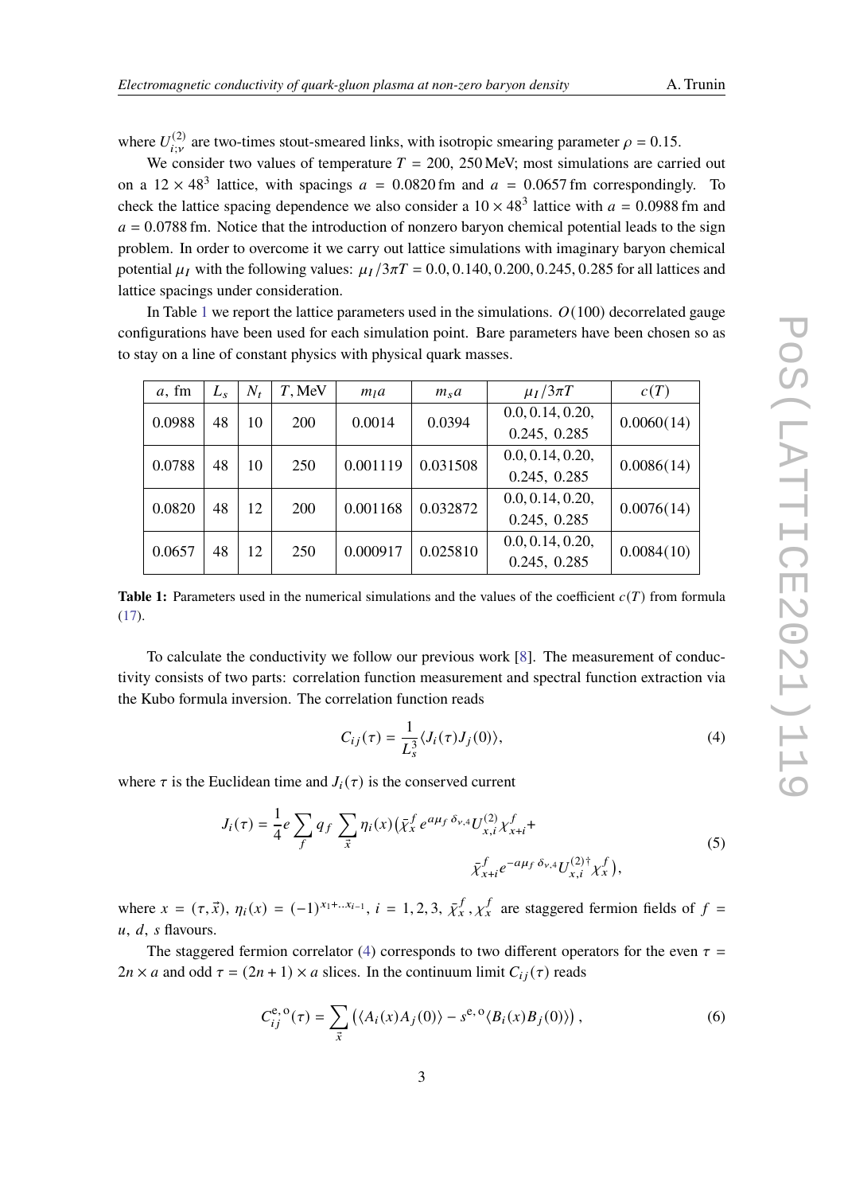where $U^{(2)}_{i;\nu}$ are two-times stout-smeared links, with isotropic smearing parameter $\rho = 0.15$.

We consider two values of temperature $T = 200,\ 250\,\text{MeV}$; most simulations are carried out on a $12 \times 48^3$ lattice, with spacings $a = 0.0820\,\text{fm}$ and $a = 0.0657\,\text{fm}$ correspondingly. To check the lattice spacing dependence we also consider a $10 \times 48^3$ lattice with $a = 0.0988\,\text{fm}$ and $a = 0.0788\,\text{fm}$. Notice that the introduction of nonzero baryon chemical potential leads to the sign problem. In order to overcome it we carry out lattice simulations with imaginary baryon chemical potential $\mu_I$ with the following values: $\mu_I/3\pi T = 0.0, 0.140, 0.200, 0.245, 0.285$ for all lattices and lattice spacings under consideration.

In Table 1 we report the lattice parameters used in the simulations. $O(100)$ decorrelated gauge configurations have been used for each simulation point. Bare parameters have been chosen so as to stay on a line of constant physics with physical quark masses.

| $a$, fm | $L_s$ | $N_t$ | $T$, MeV | $m_l a$ | $m_s a$ | $\mu_I/3\pi T$ | $c(T)$ |
|---|---|---|---|---|---|---|---|
| 0.0988 | 48 | 10 | 200 | 0.0014 | 0.0394 | 0.0, 0.14, 0.20, 0.245, 0.285 | 0.0060(14) |
| 0.0788 | 48 | 10 | 250 | 0.001119 | 0.031508 | 0.0, 0.14, 0.20, 0.245, 0.285 | 0.0086(14) |
| 0.0820 | 48 | 12 | 200 | 0.001168 | 0.032872 | 0.0, 0.14, 0.20, 0.245, 0.285 | 0.0076(14) |
| 0.0657 | 48 | 12 | 250 | 0.000917 | 0.025810 | 0.0, 0.14, 0.20, 0.245, 0.285 | 0.0084(10) |

**Table 1:** Parameters used in the numerical simulations and the values of the coefficient $c(T)$ from formula (17).

To calculate the conductivity we follow our previous work [8]. The measurement of conductivity consists of two parts: correlation function measurement and spectral function extraction via the Kubo formula inversion. The correlation function reads

$$C_{ij}(\tau) = \frac{1}{L_s^3} \langle J_i(\tau) J_j(0) \rangle, \tag{4}$$

where $\tau$ is the Euclidean time and $J_i(\tau)$ is the conserved current

$$J_i(\tau) = \frac{1}{4} e \sum_f q_f \sum_{\vec{x}} \eta_i(x) \big( \bar{\chi}^f_x \, e^{a\mu_f \, \delta_{\nu,4}} U^{(2)}_{x,i} \chi^f_{x+i} + \bar{\chi}^f_{x+i} e^{-a\mu_f \, \delta_{\nu,4}} U^{(2)\dagger}_{x,i} \chi^f_x \big), \tag{5}$$

where $x = (\tau, \vec{x})$, $\eta_i(x) = (-1)^{x_1 + .. x_{i-1}}$, $i = 1, 2, 3$, $\bar{\chi}^f_x, \chi^f_x$ are staggered fermion fields of $f = u,\ d,\ s$ flavours.

The staggered fermion correlator (4) corresponds to two different operators for the even $\tau = 2n \times a$ and odd $\tau = (2n+1) \times a$ slices. In the continuum limit $C_{ij}(\tau)$ reads

$$C^{\text{e, o}}_{ij}(\tau) = \sum_{\vec{x}} \left( \langle A_i(x) A_j(0) \rangle - s^{\text{e, o}} \langle B_i(x) B_j(0) \rangle \right), \tag{6}$$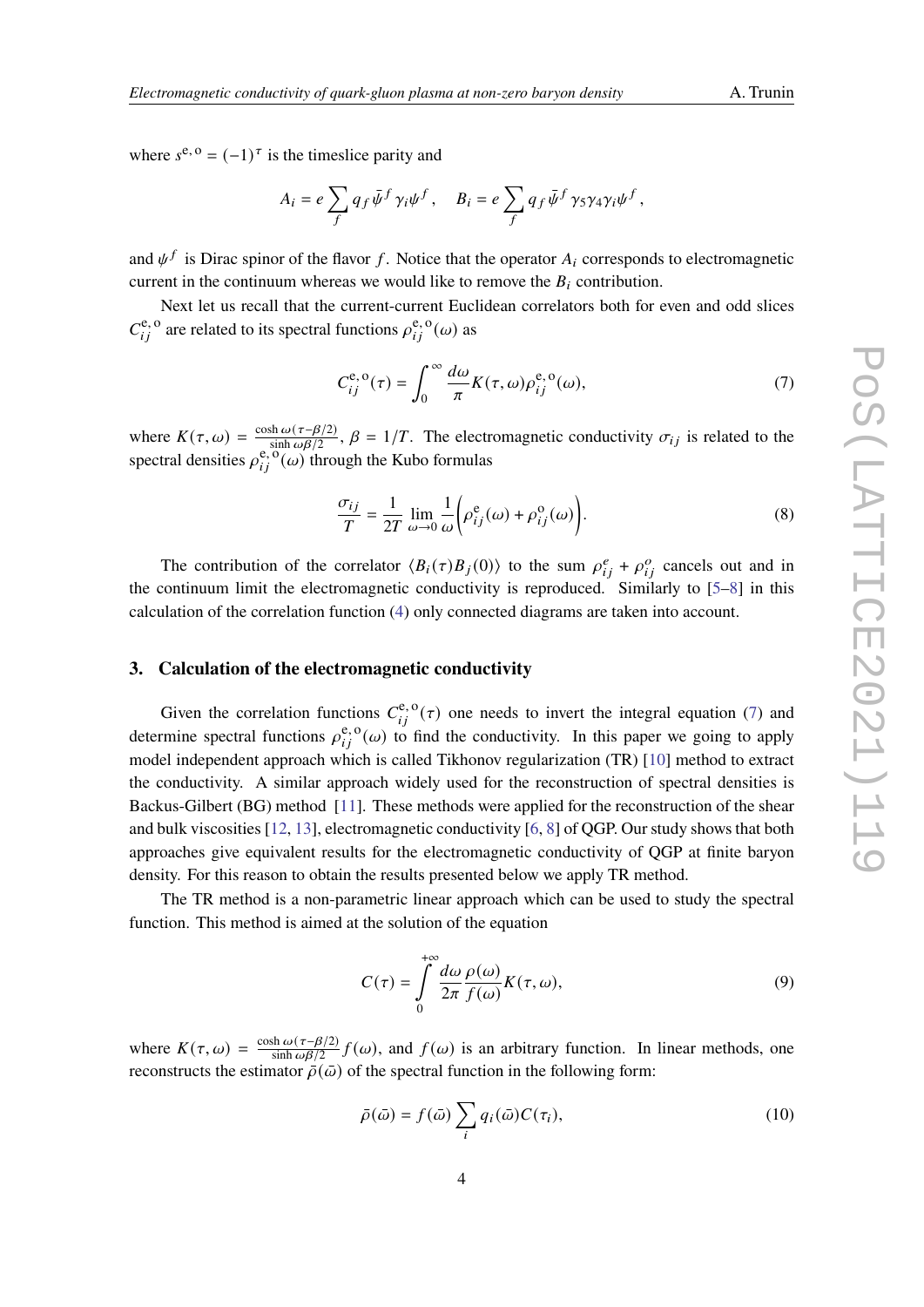where $s^{\mathrm{e,o}} = (-1)^\tau$ is the timeslice parity and

$$A_i = e \sum_f q_f \bar{\psi}^f \gamma_i \psi^f , \quad B_i = e \sum_f q_f \bar{\psi}^f \gamma_5 \gamma_4 \gamma_i \psi^f ,$$

and $\psi^f$ is Dirac spinor of the flavor $f$. Notice that the operator $A_i$ corresponds to electromagnetic current in the continuum whereas we would like to remove the $B_i$ contribution.

Next let us recall that the current-current Euclidean correlators both for even and odd slices $C_{ij}^{\mathrm{e,o}}$ are related to its spectral functions $\rho_{ij}^{\mathrm{e,o}}(\omega)$ as

$$C_{ij}^{\mathrm{e,o}}(\tau) = \int_0^\infty \frac{d\omega}{\pi} K(\tau, \omega) \rho_{ij}^{\mathrm{e,o}}(\omega), \tag{7}$$

where $K(\tau, \omega) = \frac{\cosh \omega(\tau - \beta/2)}{\sinh \omega\beta/2}$, $\beta = 1/T$. The electromagnetic conductivity $\sigma_{ij}$ is related to the spectral densities $\rho_{ij}^{\mathrm{e,o}}(\omega)$ through the Kubo formulas

$$\frac{\sigma_{ij}}{T} = \frac{1}{2T} \lim_{\omega \to 0} \frac{1}{\omega} \left( \rho_{ij}^{\mathrm{e}}(\omega) + \rho_{ij}^{\mathrm{o}}(\omega) \right). \tag{8}$$

The contribution of the correlator $\langle B_i(\tau) B_j(0) \rangle$ to the sum $\rho_{ij}^e + \rho_{ij}^o$ cancels out and in the continuum limit the electromagnetic conductivity is reproduced. Similarly to [5–8] in this calculation of the correlation function (4) only connected diagrams are taken into account.

## 3. Calculation of the electromagnetic conductivity

Given the correlation functions $C_{ij}^{\mathrm{e,o}}(\tau)$ one needs to invert the integral equation (7) and determine spectral functions $\rho_{ij}^{\mathrm{e,o}}(\omega)$ to find the conductivity. In this paper we going to apply model independent approach which is called Tikhonov regularization (TR) [10] method to extract the conductivity. A similar approach widely used for the reconstruction of spectral densities is Backus-Gilbert (BG) method [11]. These methods were applied for the reconstruction of the shear and bulk viscosities [12, 13], electromagnetic conductivity [6, 8] of QGP. Our study shows that both approaches give equivalent results for the electromagnetic conductivity of QGP at finite baryon density. For this reason to obtain the results presented below we apply TR method.

The TR method is a non-parametric linear approach which can be used to study the spectral function. This method is aimed at the solution of the equation

$$C(\tau) = \int_0^{+\infty} \frac{d\omega}{2\pi} \frac{\rho(\omega)}{f(\omega)} K(\tau, \omega), \tag{9}$$

where $K(\tau, \omega) = \frac{\cosh \omega(\tau - \beta/2)}{\sinh \omega\beta/2} f(\omega)$, and $f(\omega)$ is an arbitrary function. In linear methods, one reconstructs the estimator $\bar{\rho}(\bar{\omega})$ of the spectral function in the following form:

$$\bar{\rho}(\bar{\omega}) = f(\bar{\omega}) \sum_i q_i(\bar{\omega}) C(\tau_i), \tag{10}$$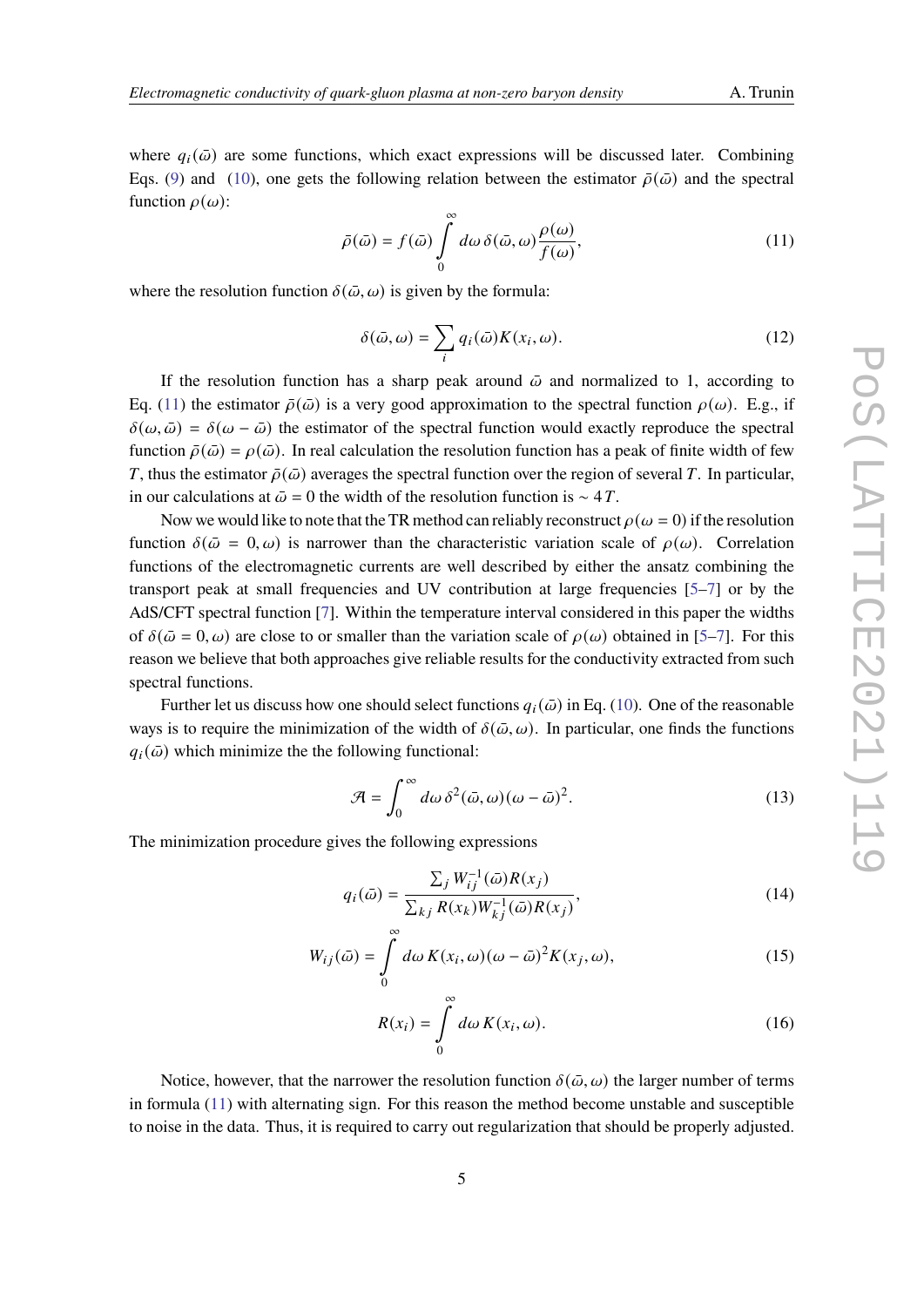where $q_i(\bar{\omega})$ are some functions, which exact expressions will be discussed later. Combining Eqs. (9) and (10), one gets the following relation between the estimator $\bar{\rho}(\bar{\omega})$ and the spectral function $\rho(\omega)$:

$$\bar{\rho}(\bar{\omega}) = f(\bar{\omega}) \int_0^\infty d\omega\, \delta(\bar{\omega}, \omega) \frac{\rho(\omega)}{f(\omega)}, \tag{11}$$

where the resolution function $\delta(\bar{\omega}, \omega)$ is given by the formula:

$$\delta(\bar{\omega}, \omega) = \sum_i q_i(\bar{\omega}) K(x_i, \omega). \tag{12}$$

If the resolution function has a sharp peak around $\bar{\omega}$ and normalized to 1, according to Eq. (11) the estimator $\bar{\rho}(\bar{\omega})$ is a very good approximation to the spectral function $\rho(\omega)$. E.g., if $\delta(\omega, \bar{\omega}) = \delta(\omega - \bar{\omega})$ the estimator of the spectral function would exactly reproduce the spectral function $\bar{\rho}(\bar{\omega}) = \rho(\bar{\omega})$. In real calculation the resolution function has a peak of finite width of few $T$, thus the estimator $\bar{\rho}(\bar{\omega})$ averages the spectral function over the region of several $T$. In particular, in our calculations at $\bar{\omega} = 0$ the width of the resolution function is $\sim 4T$.

Now we would like to note that the TR method can reliably reconstruct $\rho(\omega = 0)$ if the resolution function $\delta(\bar{\omega} = 0, \omega)$ is narrower than the characteristic variation scale of $\rho(\omega)$. Correlation functions of the electromagnetic currents are well described by either the ansatz combining the transport peak at small frequencies and UV contribution at large frequencies [5–7] or by the AdS/CFT spectral function [7]. Within the temperature interval considered in this paper the widths of $\delta(\bar{\omega} = 0, \omega)$ are close to or smaller than the variation scale of $\rho(\omega)$ obtained in [5–7]. For this reason we believe that both approaches give reliable results for the conductivity extracted from such spectral functions.

Further let us discuss how one should select functions $q_i(\bar{\omega})$ in Eq. (10). One of the reasonable ways is to require the minimization of the width of $\delta(\bar{\omega}, \omega)$. In particular, one finds the functions $q_i(\bar{\omega})$ which minimize the the following functional:

$$\mathcal{A} = \int_0^\infty d\omega\, \delta^2(\bar{\omega}, \omega)(\omega - \bar{\omega})^2. \tag{13}$$

The minimization procedure gives the following expressions

$$q_i(\bar{\omega}) = \frac{\sum_j W_{ij}^{-1}(\bar{\omega}) R(x_j)}{\sum_{kj} R(x_k) W_{kj}^{-1}(\bar{\omega}) R(x_j)}, \tag{14}$$

$$W_{ij}(\bar{\omega}) = \int_0^\infty d\omega\, K(x_i, \omega)(\omega - \bar{\omega})^2 K(x_j, \omega), \tag{15}$$

$$R(x_i) = \int_0^\infty d\omega\, K(x_i, \omega). \tag{16}$$

Notice, however, that the narrower the resolution function $\delta(\bar{\omega}, \omega)$ the larger number of terms in formula (11) with alternating sign. For this reason the method become unstable and susceptible to noise in the data. Thus, it is required to carry out regularization that should be properly adjusted.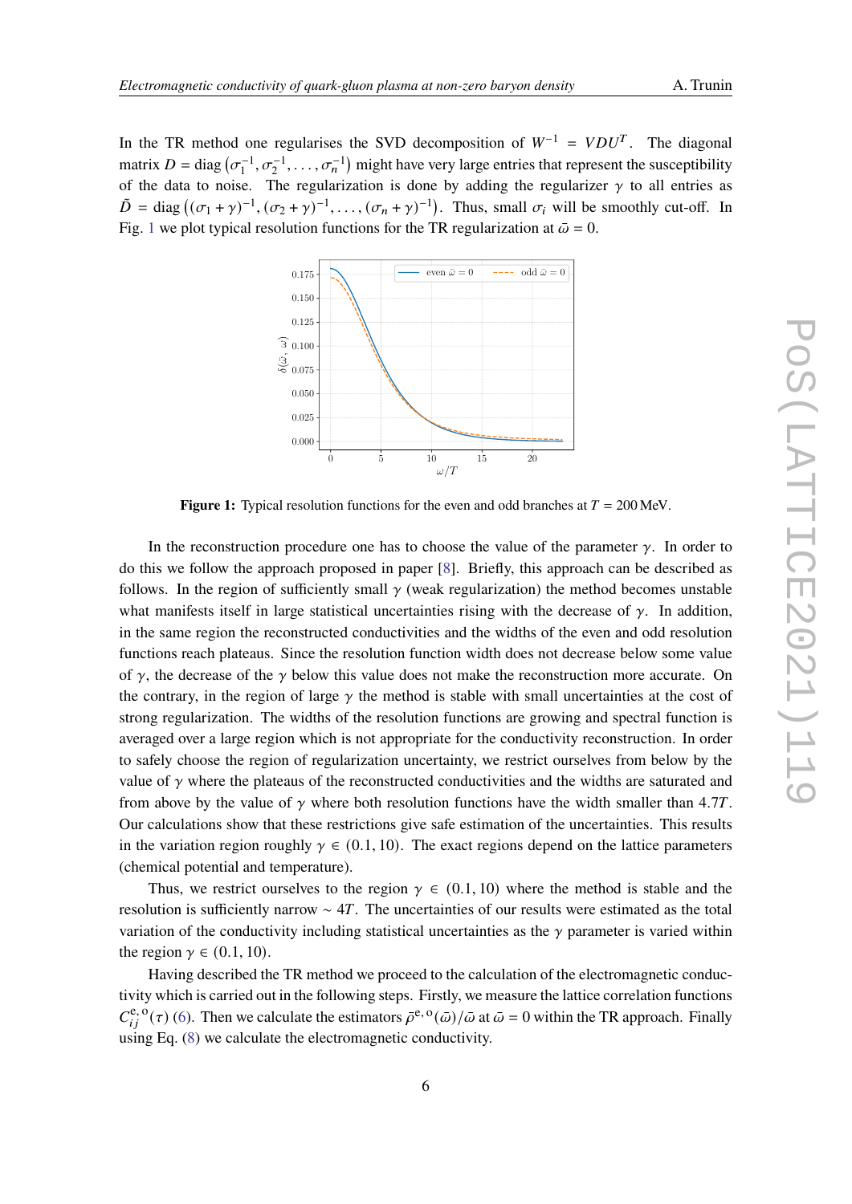In the TR method one regularises the SVD decomposition of $W^{-1} = VDU^T$. The diagonal matrix $D = \operatorname{diag}\left(\sigma_1^{-1}, \sigma_2^{-1}, \ldots, \sigma_n^{-1}\right)$ might have very large entries that represent the susceptibility of the data to noise. The regularization is done by adding the regularizer $\gamma$ to all entries as $\tilde{D} = \operatorname{diag}\left((\sigma_1 + \gamma)^{-1}, (\sigma_2 + \gamma)^{-1}, \ldots, (\sigma_n + \gamma)^{-1}\right)$. Thus, small $\sigma_i$ will be smoothly cut-off. In Fig. 1 we plot typical resolution functions for the TR regularization at $\bar{\omega} = 0$.

**Figure 1:** Typical resolution functions for the even and odd branches at $T = 200\,\text{MeV}$.

In the reconstruction procedure one has to choose the value of the parameter $\gamma$. In order to do this we follow the approach proposed in paper [8]. Briefly, this approach can be described as follows. In the region of sufficiently small $\gamma$ (weak regularization) the method becomes unstable what manifests itself in large statistical uncertainties rising with the decrease of $\gamma$. In addition, in the same region the reconstructed conductivities and the widths of the even and odd resolution functions reach plateaus. Since the resolution function width does not decrease below some value of $\gamma$, the decrease of the $\gamma$ below this value does not make the reconstruction more accurate. On the contrary, in the region of large $\gamma$ the method is stable with small uncertainties at the cost of strong regularization. The widths of the resolution functions are growing and spectral function is averaged over a large region which is not appropriate for the conductivity reconstruction. In order to safely choose the region of regularization uncertainty, we restrict ourselves from below by the value of $\gamma$ where the plateaus of the reconstructed conductivities and the widths are saturated and from above by the value of $\gamma$ where both resolution functions have the width smaller than $4.7T$. Our calculations show that these restrictions give safe estimation of the uncertainties. This results in the variation region roughly $\gamma \in (0.1, 10)$. The exact regions depend on the lattice parameters (chemical potential and temperature).

Thus, we restrict ourselves to the region $\gamma \in (0.1, 10)$ where the method is stable and the resolution is sufficiently narrow $\sim 4T$. The uncertainties of our results were estimated as the total variation of the conductivity including statistical uncertainties as the $\gamma$ parameter is varied within the region $\gamma \in (0.1, 10)$.

Having described the TR method we proceed to the calculation of the electromagnetic conductivity which is carried out in the following steps. Firstly, we measure the lattice correlation functions $C_{ij}^{\text{e, o}}(\tau)$ (6). Then we calculate the estimators $\bar{\rho}^{\text{e, o}}(\bar{\omega})/\bar{\omega}$ at $\bar{\omega} = 0$ within the TR approach. Finally using Eq. (8) we calculate the electromagnetic conductivity.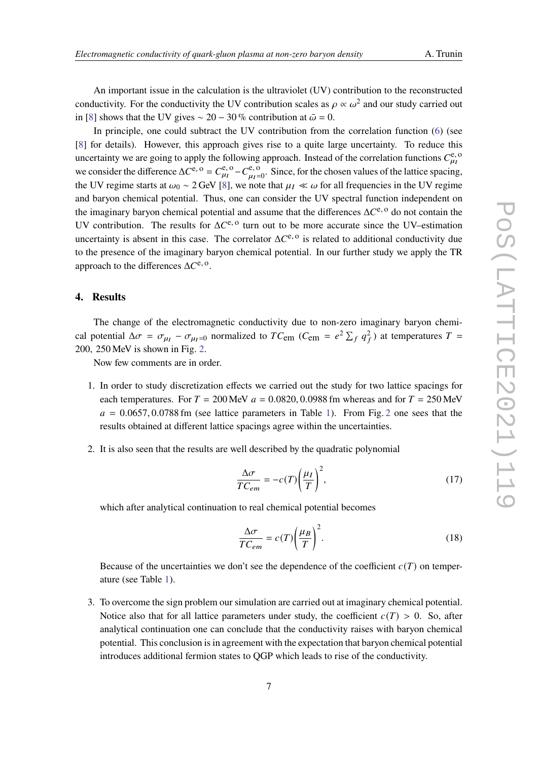An important issue in the calculation is the ultraviolet (UV) contribution to the reconstructed conductivity. For the conductivity the UV contribution scales as $\rho \propto \omega^2$ and our study carried out in [8] shows that the UV gives $\sim 20-30\,\%$ contribution at $\bar{\omega} = 0$.

In principle, one could subtract the UV contribution from the correlation function (6) (see [8] for details). However, this approach gives rise to a quite large uncertainty. To reduce this uncertainty we are going to apply the following approach. Instead of the correlation functions $C^{\mathrm{e,o}}_{\mu_I}$ we consider the difference $\Delta C^{\mathrm{e,o}} = C^{\mathrm{e,o}}_{\mu_I} - C^{\mathrm{e,o}}_{\mu_I=0}$. Since, for the chosen values of the lattice spacing, the UV regime starts at $\omega_0 \sim 2\,\mathrm{GeV}$ [8], we note that $\mu_I \ll \omega$ for all frequencies in the UV regime and baryon chemical potential. Thus, one can consider the UV spectral function independent on the imaginary baryon chemical potential and assume that the differences $\Delta C^{\mathrm{e,o}}$ do not contain the UV contribution. The results for $\Delta C^{\mathrm{e,o}}$ turn out to be more accurate since the UV–estimation uncertainty is absent in this case. The correlator $\Delta C^{\mathrm{e,o}}$ is related to additional conductivity due to the presence of the imaginary baryon chemical potential. In our further study we apply the TR approach to the differences $\Delta C^{\mathrm{e,o}}$.

## 4. Results

The change of the electromagnetic conductivity due to non-zero imaginary baryon chemical potential $\Delta\sigma = \sigma_{\mu_I} - \sigma_{\mu_I=0}$ normalized to $TC_{\mathrm{em}}$ ($C_{\mathrm{em}} = e^2 \sum_f q_f^2$) at temperatures $T = 200,\ 250\,\mathrm{MeV}$ is shown in Fig. 2.

Now few comments are in order.

1. In order to study discretization effects we carried out the study for two lattice spacings for each temperatures. For $T = 200\,\mathrm{MeV}$ $a = 0.0820, 0.0988\,\mathrm{fm}$ whereas and for $T = 250\,\mathrm{MeV}$ $a = 0.0657, 0.0788\,\mathrm{fm}$ (see lattice parameters in Table 1). From Fig. 2 one sees that the results obtained at different lattice spacings agree within the uncertainties.

2. It is also seen that the results are well described by the quadratic polynomial

$$\frac{\Delta\sigma}{TC_{em}} = -c(T)\left(\frac{\mu_I}{T}\right)^2, \tag{17}$$

which after analytical continuation to real chemical potential becomes

$$\frac{\Delta\sigma}{TC_{em}} = c(T)\left(\frac{\mu_B}{T}\right)^2. \tag{18}$$

Because of the uncertainties we don't see the dependence of the coefficient $c(T)$ on temperature (see Table 1).

3. To overcome the sign problem our simulation are carried out at imaginary chemical potential. Notice also that for all lattice parameters under study, the coefficient $c(T) > 0$. So, after analytical continuation one can conclude that the conductivity raises with baryon chemical potential. This conclusion is in agreement with the expectation that baryon chemical potential introduces additional fermion states to QGP which leads to rise of the conductivity.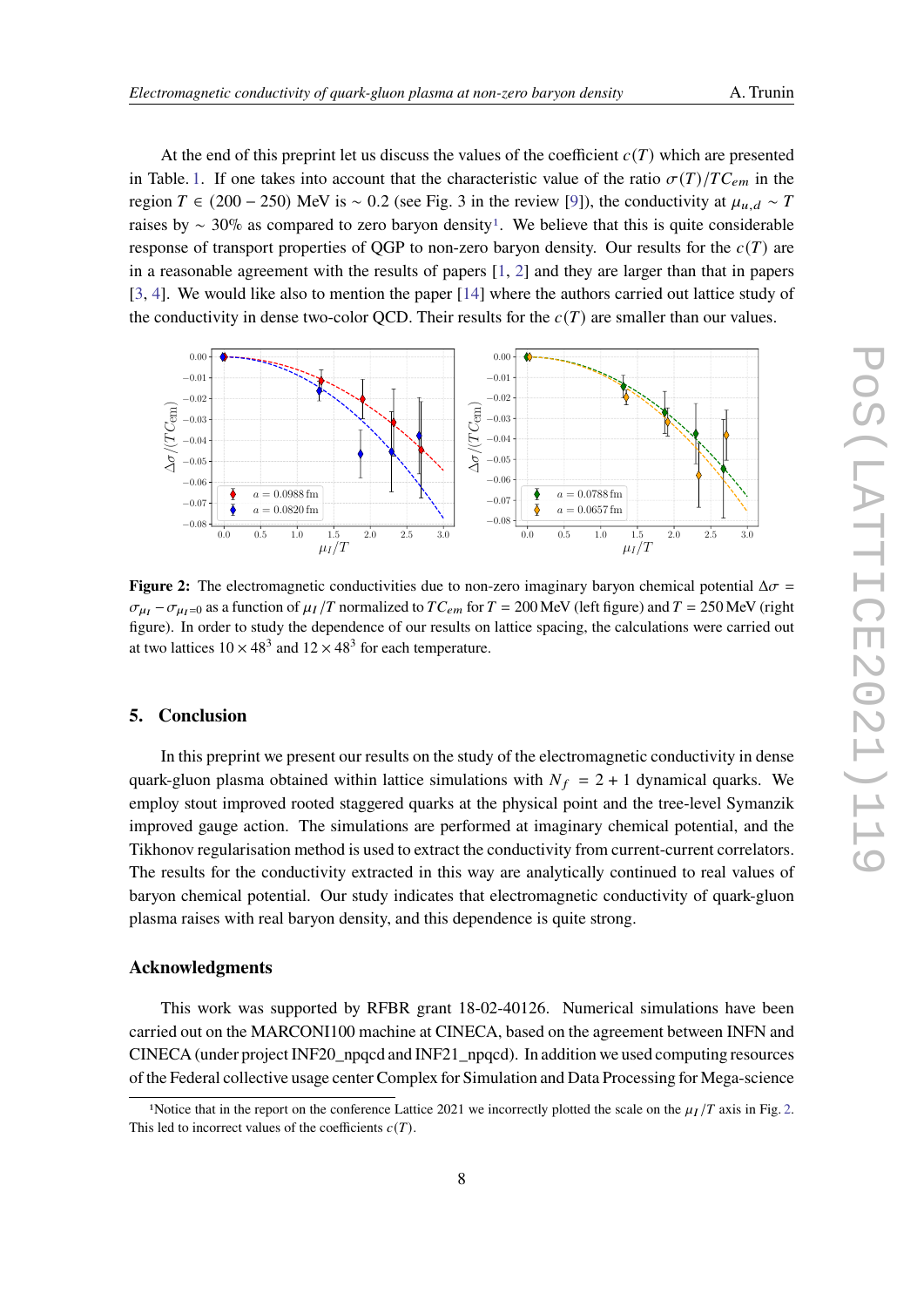At the end of this preprint let us discuss the values of the coefficient $c(T)$ which are presented in Table. 1. If one takes into account that the characteristic value of the ratio $\sigma(T)/TC_{em}$ in the region $T \in (200-250)$ MeV is $\sim 0.2$ (see Fig. 3 in the review [9]), the conductivity at $\mu_{u,d} \sim T$ raises by $\sim 30\%$ as compared to zero baryon density[1]. We believe that this is quite considerable response of transport properties of QGP to non-zero baryon density. Our results for the $c(T)$ are in a reasonable agreement with the results of papers [1, 2] and they are larger than that in papers [3, 4]. We would like also to mention the paper [14] where the authors carried out lattice study of the conductivity in dense two-color QCD. Their results for the $c(T)$ are smaller than our values.

**Figure 2:** The electromagnetic conductivities due to non-zero imaginary baryon chemical potential $\Delta\sigma = \sigma_{\mu_I} - \sigma_{\mu_I=0}$ as a function of $\mu_I/T$ normalized to $TC_{em}$ for $T = 200$ MeV (left figure) and $T = 250$ MeV (right figure). In order to study the dependence of our results on lattice spacing, the calculations were carried out at two lattices $10 \times 48^3$ and $12 \times 48^3$ for each temperature.

## 5. Conclusion

In this preprint we present our results on the study of the electromagnetic conductivity in dense quark-gluon plasma obtained within lattice simulations with $N_f = 2+1$ dynamical quarks. We employ stout improved rooted staggered quarks at the physical point and the tree-level Symanzik improved gauge action. The simulations are performed at imaginary chemical potential, and the Tikhonov regularisation method is used to extract the conductivity from current-current correlators. The results for the conductivity extracted in this way are analytically continued to real values of baryon chemical potential. Our study indicates that electromagnetic conductivity of quark-gluon plasma raises with real baryon density, and this dependence is quite strong.

### Acknowledgments

This work was supported by RFBR grant 18-02-40126. Numerical simulations have been carried out on the MARCONI100 machine at CINECA, based on the agreement between INFN and CINECA (under project INF20_npqcd and INF21_npqcd). In addition we used computing resources of the Federal collective usage center Complex for Simulation and Data Processing for Mega-science

[1] Notice that in the report on the conference Lattice 2021 we incorrectly plotted the scale on the $\mu_I/T$ axis in Fig. 2. This led to incorrect values of the coefficients $c(T)$.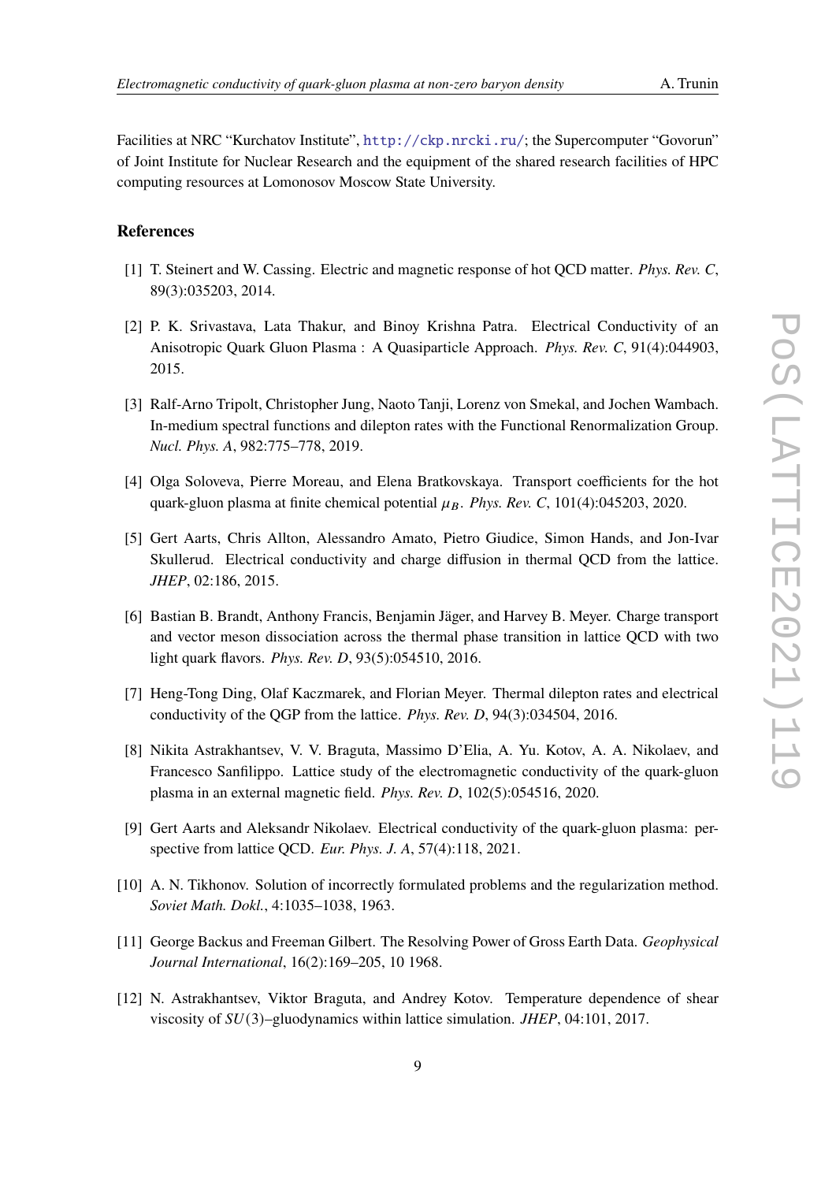Facilities at NRC "Kurchatov Institute", http://ckp.nrcki.ru/; the Supercomputer "Govorun" of Joint Institute for Nuclear Research and the equipment of the shared research facilities of HPC computing resources at Lomonosov Moscow State University.

## References

[1] T. Steinert and W. Cassing. Electric and magnetic response of hot QCD matter. *Phys. Rev. C*, 89(3):035203, 2014.

[2] P. K. Srivastava, Lata Thakur, and Binoy Krishna Patra. Electrical Conductivity of an Anisotropic Quark Gluon Plasma : A Quasiparticle Approach. *Phys. Rev. C*, 91(4):044903, 2015.

[3] Ralf-Arno Tripolt, Christopher Jung, Naoto Tanji, Lorenz von Smekal, and Jochen Wambach. In-medium spectral functions and dilepton rates with the Functional Renormalization Group. *Nucl. Phys. A*, 982:775–778, 2019.

[4] Olga Soloveva, Pierre Moreau, and Elena Bratkovskaya. Transport coefficients for the hot quark-gluon plasma at finite chemical potential $\mu_B$. *Phys. Rev. C*, 101(4):045203, 2020.

[5] Gert Aarts, Chris Allton, Alessandro Amato, Pietro Giudice, Simon Hands, and Jon-Ivar Skullerud. Electrical conductivity and charge diffusion in thermal QCD from the lattice. *JHEP*, 02:186, 2015.

[6] Bastian B. Brandt, Anthony Francis, Benjamin Jäger, and Harvey B. Meyer. Charge transport and vector meson dissociation across the thermal phase transition in lattice QCD with two light quark flavors. *Phys. Rev. D*, 93(5):054510, 2016.

[7] Heng-Tong Ding, Olaf Kaczmarek, and Florian Meyer. Thermal dilepton rates and electrical conductivity of the QGP from the lattice. *Phys. Rev. D*, 94(3):034504, 2016.

[8] Nikita Astrakhantsev, V. V. Braguta, Massimo D'Elia, A. Yu. Kotov, A. A. Nikolaev, and Francesco Sanfilippo. Lattice study of the electromagnetic conductivity of the quark-gluon plasma in an external magnetic field. *Phys. Rev. D*, 102(5):054516, 2020.

[9] Gert Aarts and Aleksandr Nikolaev. Electrical conductivity of the quark-gluon plasma: perspective from lattice QCD. *Eur. Phys. J. A*, 57(4):118, 2021.

[10] A. N. Tikhonov. Solution of incorrectly formulated problems and the regularization method. *Soviet Math. Dokl.*, 4:1035–1038, 1963.

[11] George Backus and Freeman Gilbert. The Resolving Power of Gross Earth Data. *Geophysical Journal International*, 16(2):169–205, 10 1968.

[12] N. Astrakhantsev, Viktor Braguta, and Andrey Kotov. Temperature dependence of shear viscosity of $SU(3)$–gluodynamics within lattice simulation. *JHEP*, 04:101, 2017.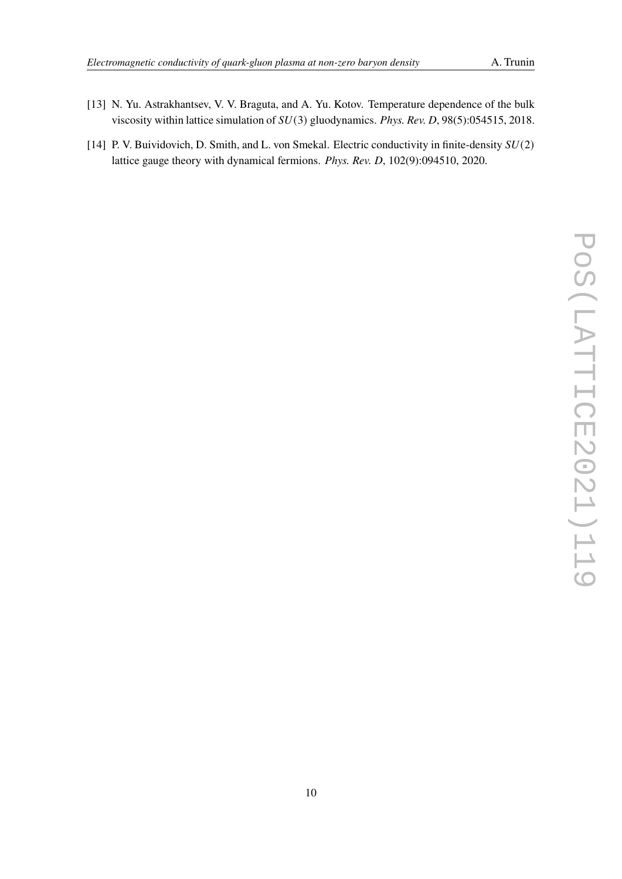[13] N. Yu. Astrakhantsev, V. V. Braguta, and A. Yu. Kotov. Temperature dependence of the bulk viscosity within lattice simulation of $SU(3)$ gluodynamics. *Phys. Rev. D*, 98(5):054515, 2018.

[14] P. V. Buividovich, D. Smith, and L. von Smekal. Electric conductivity in finite-density $SU(2)$ lattice gauge theory with dynamical fermions. *Phys. Rev. D*, 102(9):094510, 2020.